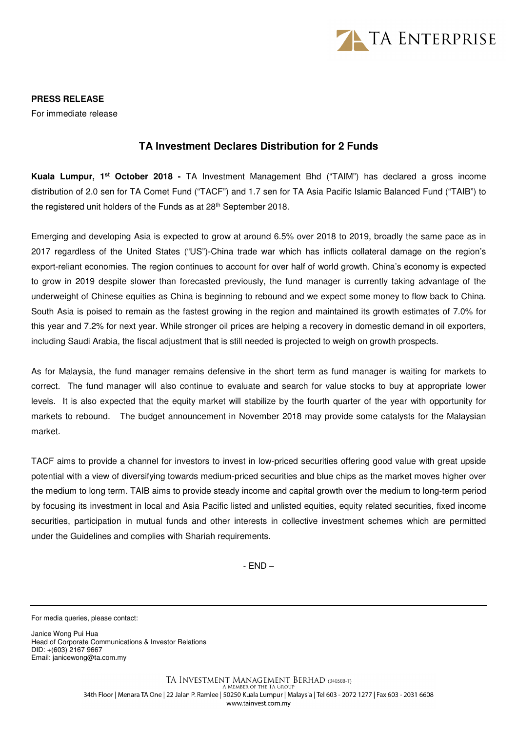**PRESS RELEASE**

For immediate release

## TA Investment Declares Distribution for 2 Funds

**Kuala Lumpur, 1st October 2018 -** TA Investment Management Bhd ("TAIM") has declared a gross income distribution of 2.0 sen for TA Comet Fund ("TACF") and 1.7 sen for TA Asia Pacific Islamic Balanced Fund ("TAIB") to the registered unit holders of the Funds as at 28th September 2018.

Emerging and developing Asia is expected to grow at around 6.5% over 2018 to 2019, broadly the same pace as in 2017 regardless of the United States ("US")-China trade war which has inflicts collateral damage on the region's export-reliant economies. The region continues to account for over half of world growth. China's economy is expected to grow in 2019 despite slower than forecasted previously, the fund manager is currently taking advantage of the underweight of Chinese equities as China is beginning to rebound and we expect some money to flow back to China. South Asia is poised to remain as the fastest growing in the region and maintained its growth estimates of 7.0% for this year and 7.2% for next year. While stronger oil prices are helping a recovery in domestic demand in oil exporters, including Saudi Arabia, the fiscal adjustment that is still needed is projected to weigh on growth prospects.

As for Malaysia, the fund manager remains defensive in the short term as fund manager is waiting for markets to correct. The fund manager will also continue to evaluate and search for value stocks to buy at appropriate lower levels. It is also expected that the equity market will stabilize by the fourth quarter of the year with opportunity for markets to rebound. The budget announcement in November 2018 may provide some catalysts for the Malaysian market.

TACF aims to provide a channel for investors to invest in low-priced securities offering good value with great upside potential with a view of diversifying towards medium-priced securities and blue chips as the market moves higher over the medium to long term. TAIB aims to provide steady income and capital growth over the medium to long-term period by focusing its investment in local and Asia Pacific listed and unlisted equities, equity related securities, fixed income securities, participation in mutual funds and other interests in collective investment schemes which are permitted under the Guidelines and complies with Shariah requirements.

- END –

---

For media queries, please contact:

Janice Wong Pui Hua
Head of Corporate Communications & Investor Relations
DID: +(603) 2167 9667
Email: janicewong@ta.com.my

TA INVESTMENT MANAGEMENT BERHAD (340588-T)
A MEMBER OF THE TA GROUP
34th Floor | Menara TA One | 22 Jalan P. Ramlee | 50250 Kuala Lumpur | Malaysia | Tel 603 - 2072 1277 | Fax 603 - 2031 6608
www.tainvest.com.my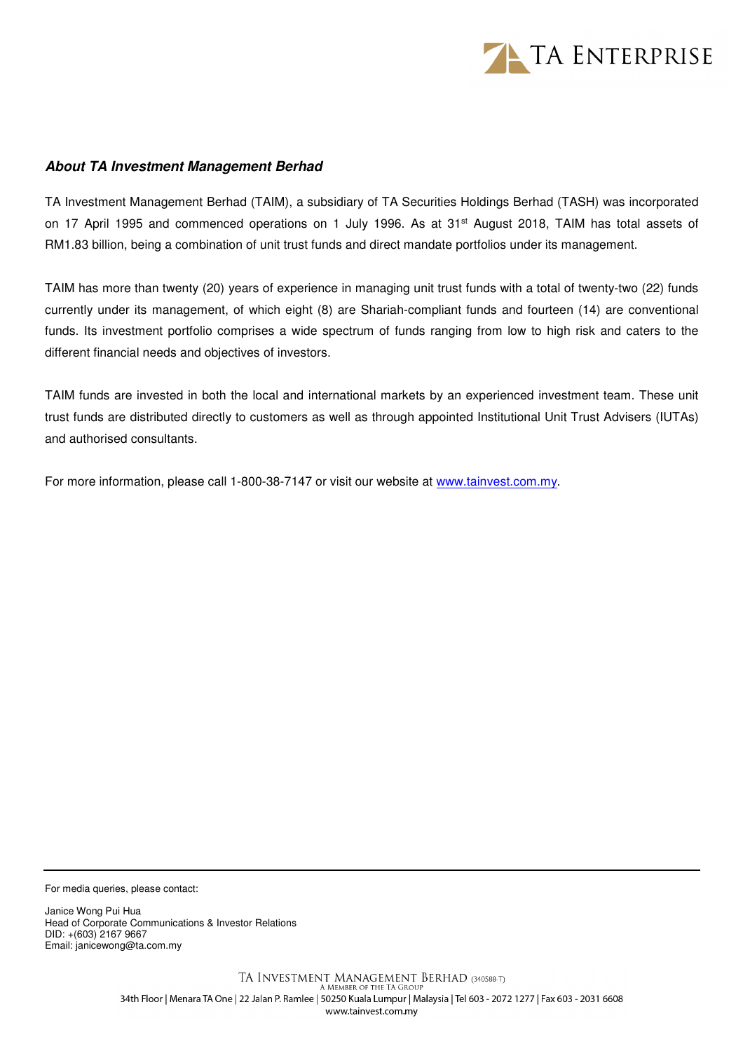### *About TA Investment Management Berhad*

TA Investment Management Berhad (TAIM), a subsidiary of TA Securities Holdings Berhad (TASH) was incorporated on 17 April 1995 and commenced operations on 1 July 1996. As at 31st August 2018, TAIM has total assets of RM1.83 billion, being a combination of unit trust funds and direct mandate portfolios under its management.

TAIM has more than twenty (20) years of experience in managing unit trust funds with a total of twenty-two (22) funds currently under its management, of which eight (8) are Shariah-compliant funds and fourteen (14) are conventional funds. Its investment portfolio comprises a wide spectrum of funds ranging from low to high risk and caters to the different financial needs and objectives of investors.

TAIM funds are invested in both the local and international markets by an experienced investment team. These unit trust funds are distributed directly to customers as well as through appointed Institutional Unit Trust Advisers (IUTAs) and authorised consultants.

For more information, please call 1-800-38-7147 or visit our website at www.tainvest.com.my.

---

For media queries, please contact:

Janice Wong Pui Hua
Head of Corporate Communications & Investor Relations
DID: +(603) 2167 9667
Email: janicewong@ta.com.my